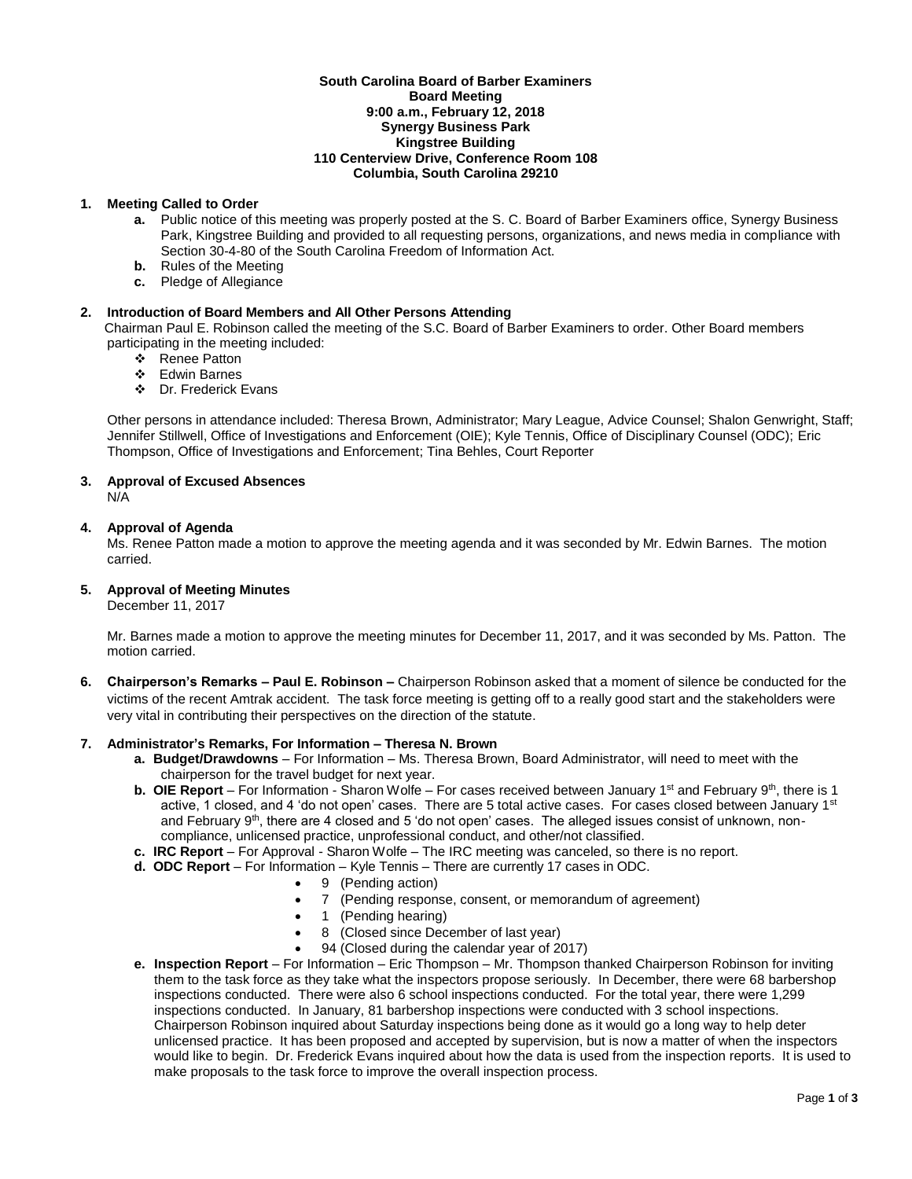**South Carolina Board of Barber Examiners**
**Board Meeting**
**9:00 a.m., February 12, 2018**
**Synergy Business Park**
**Kingstree Building**
**110 Centerview Drive, Conference Room 108**
**Columbia, South Carolina 29210**

**1. Meeting Called to Order**

- **a.** Public notice of this meeting was properly posted at the S. C. Board of Barber Examiners office, Synergy Business Park, Kingstree Building and provided to all requesting persons, organizations, and news media in compliance with Section 30-4-80 of the South Carolina Freedom of Information Act.
- **b.** Rules of the Meeting
- **c.** Pledge of Allegiance

**2. Introduction of Board Members and All Other Persons Attending**

Chairman Paul E. Robinson called the meeting of the S.C. Board of Barber Examiners to order. Other Board members participating in the meeting included:

- Renee Patton
- Edwin Barnes
- Dr. Frederick Evans

Other persons in attendance included: Theresa Brown, Administrator; Mary League, Advice Counsel; Shalon Genwright, Staff; Jennifer Stillwell, Office of Investigations and Enforcement (OIE); Kyle Tennis, Office of Disciplinary Counsel (ODC); Eric Thompson, Office of Investigations and Enforcement; Tina Behles, Court Reporter

**3. Approval of Excused Absences**

N/A

**4. Approval of Agenda**

Ms. Renee Patton made a motion to approve the meeting agenda and it was seconded by Mr. Edwin Barnes. The motion carried.

**5. Approval of Meeting Minutes**

December 11, 2017

Mr. Barnes made a motion to approve the meeting minutes for December 11, 2017, and it was seconded by Ms. Patton. The motion carried.

**6. Chairperson's Remarks – Paul E. Robinson –** Chairperson Robinson asked that a moment of silence be conducted for the victims of the recent Amtrak accident. The task force meeting is getting off to a really good start and the stakeholders were very vital in contributing their perspectives on the direction of the statute.

**7. Administrator's Remarks, For Information – Theresa N. Brown**

- **a. Budget/Drawdowns** – For Information – Ms. Theresa Brown, Board Administrator, will need to meet with the chairperson for the travel budget for next year.
- **b. OIE Report** – For Information - Sharon Wolfe – For cases received between January 1st and February 9th, there is 1 active, 1 closed, and 4 'do not open' cases. There are 5 total active cases. For cases closed between January 1st and February 9th, there are 4 closed and 5 'do not open' cases. The alleged issues consist of unknown, non-compliance, unlicensed practice, unprofessional conduct, and other/not classified.
- **c. IRC Report** – For Approval - Sharon Wolfe – The IRC meeting was canceled, so there is no report.
- **d. ODC Report** – For Information – Kyle Tennis – There are currently 17 cases in ODC.
  - 9 (Pending action)
  - 7 (Pending response, consent, or memorandum of agreement)
  - 1 (Pending hearing)
  - 8 (Closed since December of last year)
  - 94 (Closed during the calendar year of 2017)
- **e. Inspection Report** – For Information – Eric Thompson – Mr. Thompson thanked Chairperson Robinson for inviting them to the task force as they take what the inspectors propose seriously. In December, there were 68 barbershop inspections conducted. There were also 6 school inspections conducted. For the total year, there were 1,299 inspections conducted. In January, 81 barbershop inspections were conducted with 3 school inspections. Chairperson Robinson inquired about Saturday inspections being done as it would go a long way to help deter unlicensed practice. It has been proposed and accepted by supervision, but is now a matter of when the inspectors would like to begin. Dr. Frederick Evans inquired about how the data is used from the inspection reports. It is used to make proposals to the task force to improve the overall inspection process.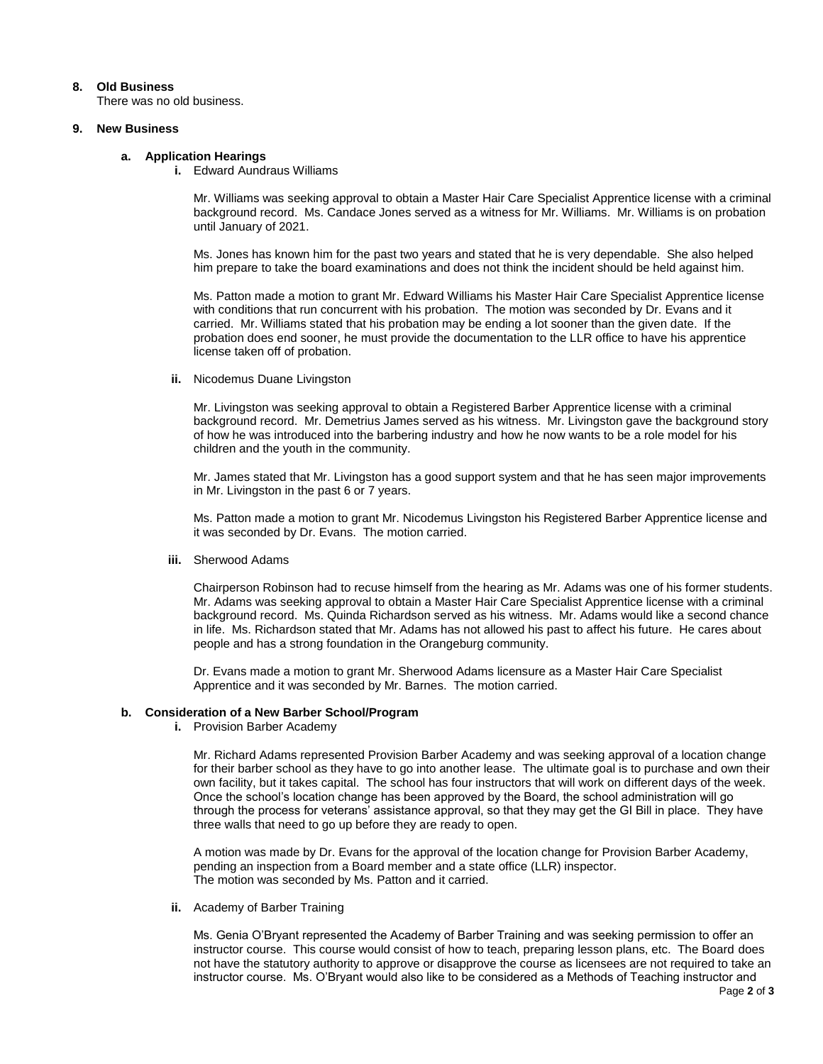**8. Old Business**

There was no old business.

**9. New Business**

**a. Application Hearings**

**i.** Edward Aundraus Williams

Mr. Williams was seeking approval to obtain a Master Hair Care Specialist Apprentice license with a criminal background record. Ms. Candace Jones served as a witness for Mr. Williams. Mr. Williams is on probation until January of 2021.

Ms. Jones has known him for the past two years and stated that he is very dependable. She also helped him prepare to take the board examinations and does not think the incident should be held against him.

Ms. Patton made a motion to grant Mr. Edward Williams his Master Hair Care Specialist Apprentice license with conditions that run concurrent with his probation. The motion was seconded by Dr. Evans and it carried. Mr. Williams stated that his probation may be ending a lot sooner than the given date. If the probation does end sooner, he must provide the documentation to the LLR office to have his apprentice license taken off of probation.

**ii.** Nicodemus Duane Livingston

Mr. Livingston was seeking approval to obtain a Registered Barber Apprentice license with a criminal background record. Mr. Demetrius James served as his witness. Mr. Livingston gave the background story of how he was introduced into the barbering industry and how he now wants to be a role model for his children and the youth in the community.

Mr. James stated that Mr. Livingston has a good support system and that he has seen major improvements in Mr. Livingston in the past 6 or 7 years.

Ms. Patton made a motion to grant Mr. Nicodemus Livingston his Registered Barber Apprentice license and it was seconded by Dr. Evans. The motion carried.

**iii.** Sherwood Adams

Chairperson Robinson had to recuse himself from the hearing as Mr. Adams was one of his former students. Mr. Adams was seeking approval to obtain a Master Hair Care Specialist Apprentice license with a criminal background record. Ms. Quinda Richardson served as his witness. Mr. Adams would like a second chance in life. Ms. Richardson stated that Mr. Adams has not allowed his past to affect his future. He cares about people and has a strong foundation in the Orangeburg community.

Dr. Evans made a motion to grant Mr. Sherwood Adams licensure as a Master Hair Care Specialist Apprentice and it was seconded by Mr. Barnes. The motion carried.

**b. Consideration of a New Barber School/Program**

**i.** Provision Barber Academy

Mr. Richard Adams represented Provision Barber Academy and was seeking approval of a location change for their barber school as they have to go into another lease. The ultimate goal is to purchase and own their own facility, but it takes capital. The school has four instructors that will work on different days of the week. Once the school's location change has been approved by the Board, the school administration will go through the process for veterans' assistance approval, so that they may get the GI Bill in place. They have three walls that need to go up before they are ready to open.

A motion was made by Dr. Evans for the approval of the location change for Provision Barber Academy, pending an inspection from a Board member and a state office (LLR) inspector. The motion was seconded by Ms. Patton and it carried.

**ii.** Academy of Barber Training

Ms. Genia O'Bryant represented the Academy of Barber Training and was seeking permission to offer an instructor course. This course would consist of how to teach, preparing lesson plans, etc. The Board does not have the statutory authority to approve or disapprove the course as licensees are not required to take an instructor course. Ms. O'Bryant would also like to be considered as a Methods of Teaching instructor and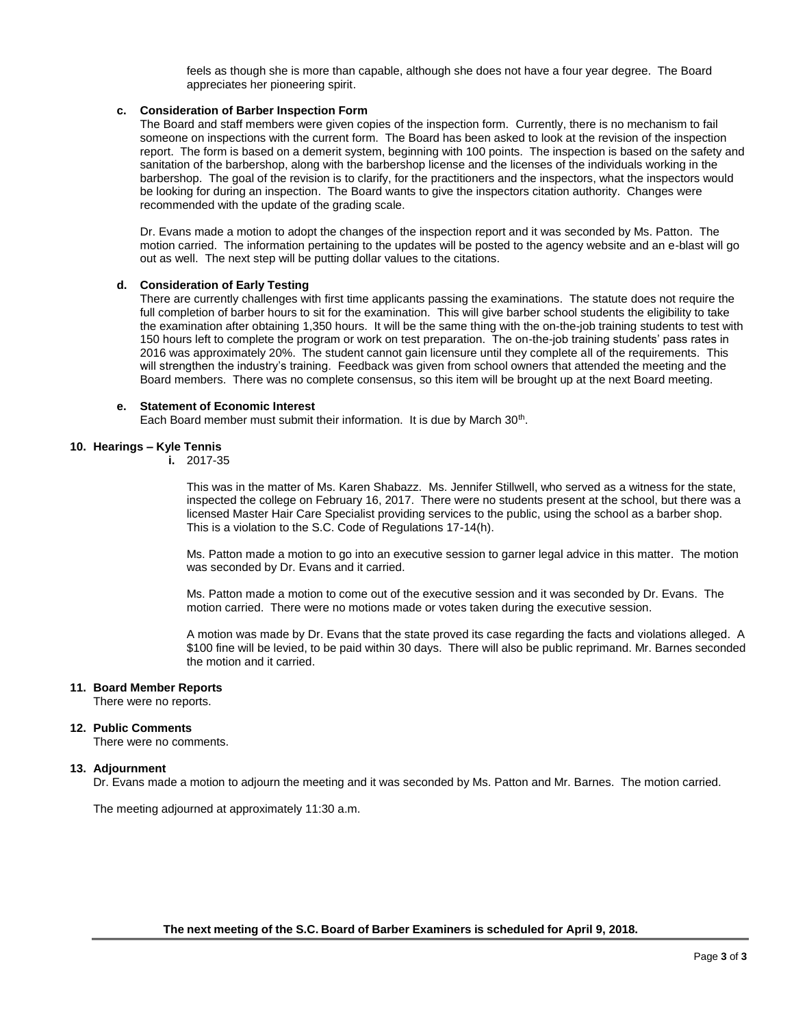feels as though she is more than capable, although she does not have a four year degree. The Board appreciates her pioneering spirit.

**c. Consideration of Barber Inspection Form**

The Board and staff members were given copies of the inspection form. Currently, there is no mechanism to fail someone on inspections with the current form. The Board has been asked to look at the revision of the inspection report. The form is based on a demerit system, beginning with 100 points. The inspection is based on the safety and sanitation of the barbershop, along with the barbershop license and the licenses of the individuals working in the barbershop. The goal of the revision is to clarify, for the practitioners and the inspectors, what the inspectors would be looking for during an inspection. The Board wants to give the inspectors citation authority. Changes were recommended with the update of the grading scale.

Dr. Evans made a motion to adopt the changes of the inspection report and it was seconded by Ms. Patton. The motion carried. The information pertaining to the updates will be posted to the agency website and an e-blast will go out as well. The next step will be putting dollar values to the citations.

**d. Consideration of Early Testing**

There are currently challenges with first time applicants passing the examinations. The statute does not require the full completion of barber hours to sit for the examination. This will give barber school students the eligibility to take the examination after obtaining 1,350 hours. It will be the same thing with the on-the-job training students to test with 150 hours left to complete the program or work on test preparation. The on-the-job training students' pass rates in 2016 was approximately 20%. The student cannot gain licensure until they complete all of the requirements. This will strengthen the industry's training. Feedback was given from school owners that attended the meeting and the Board members. There was no complete consensus, so this item will be brought up at the next Board meeting.

**e. Statement of Economic Interest**

Each Board member must submit their information. It is due by March 30th.

**10. Hearings – Kyle Tennis**

**i.** 2017-35

This was in the matter of Ms. Karen Shabazz. Ms. Jennifer Stillwell, who served as a witness for the state, inspected the college on February 16, 2017. There were no students present at the school, but there was a licensed Master Hair Care Specialist providing services to the public, using the school as a barber shop. This is a violation to the S.C. Code of Regulations 17-14(h).

Ms. Patton made a motion to go into an executive session to garner legal advice in this matter. The motion was seconded by Dr. Evans and it carried.

Ms. Patton made a motion to come out of the executive session and it was seconded by Dr. Evans. The motion carried. There were no motions made or votes taken during the executive session.

A motion was made by Dr. Evans that the state proved its case regarding the facts and violations alleged. A $100 fine will be levied, to be paid within 30 days. There will also be public reprimand. Mr. Barnes seconded the motion and it carried.

**11. Board Member Reports**

There were no reports.

**12. Public Comments**

There were no comments.

**13. Adjournment**

Dr. Evans made a motion to adjourn the meeting and it was seconded by Ms. Patton and Mr. Barnes. The motion carried.

The meeting adjourned at approximately 11:30 a.m.

**The next meeting of the S.C. Board of Barber Examiners is scheduled for April 9, 2018.**